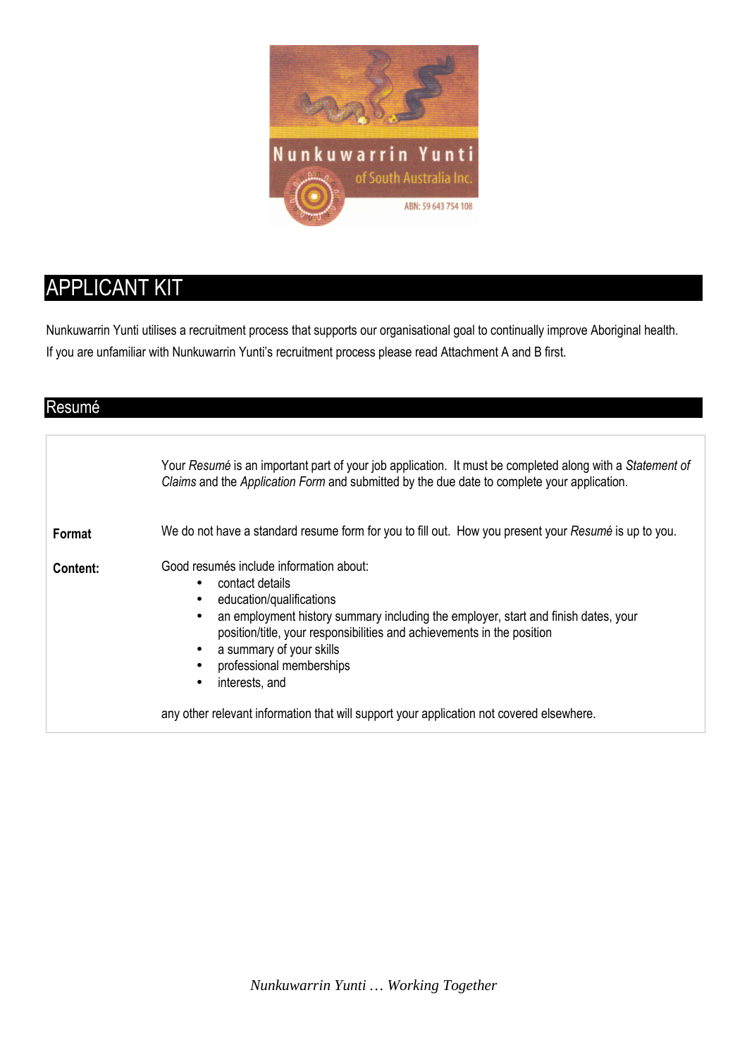Nunkuwarrin Yunti

of South Australia Inc.

ABN: 59 643 754 108

# APPLICANT KIT

Nunkuwarrin Yunti utilises a recruitment process that supports our organisational goal to continually improve Aboriginal health.
If you are unfamiliar with Nunkuwarrin Yunti's recruitment process please read Attachment A and B first.

## Resumé

Your *Resumé* is an important part of your job application. It must be completed along with a *Statement of Claims* and the *Application Form* and submitted by the due date to complete your application.

**Format**

We do not have a standard resume form for you to fill out. How you present your *Resumé* is up to you.

**Content:**

Good resumés include information about:

- contact details
- education/qualifications
- an employment history summary including the employer, start and finish dates, your position/title, your responsibilities and achievements in the position
- a summary of your skills
- professional memberships
- interests, and

any other relevant information that will support your application not covered elsewhere.

*Nunkuwarrin Yunti … Working Together*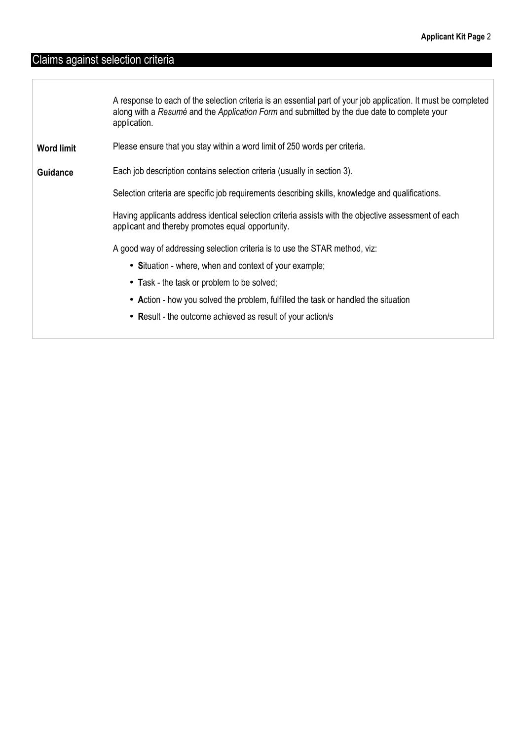## Claims against selection criteria

A response to each of the selection criteria is an essential part of your job application. It must be completed along with a *Resumé* and the *Application Form* and submitted by the due date to complete your application.

**Word limit**

Please ensure that you stay within a word limit of 250 words per criteria.

**Guidance**

Each job description contains selection criteria (usually in section 3).

Selection criteria are specific job requirements describing skills, knowledge and qualifications.

Having applicants address identical selection criteria assists with the objective assessment of each applicant and thereby promotes equal opportunity.

A good way of addressing selection criteria is to use the STAR method, viz:

- **S**ituation - where, when and context of your example;
- **T**ask - the task or problem to be solved;
- **A**ction - how you solved the problem, fulfilled the task or handled the situation
- **R**esult - the outcome achieved as result of your action/s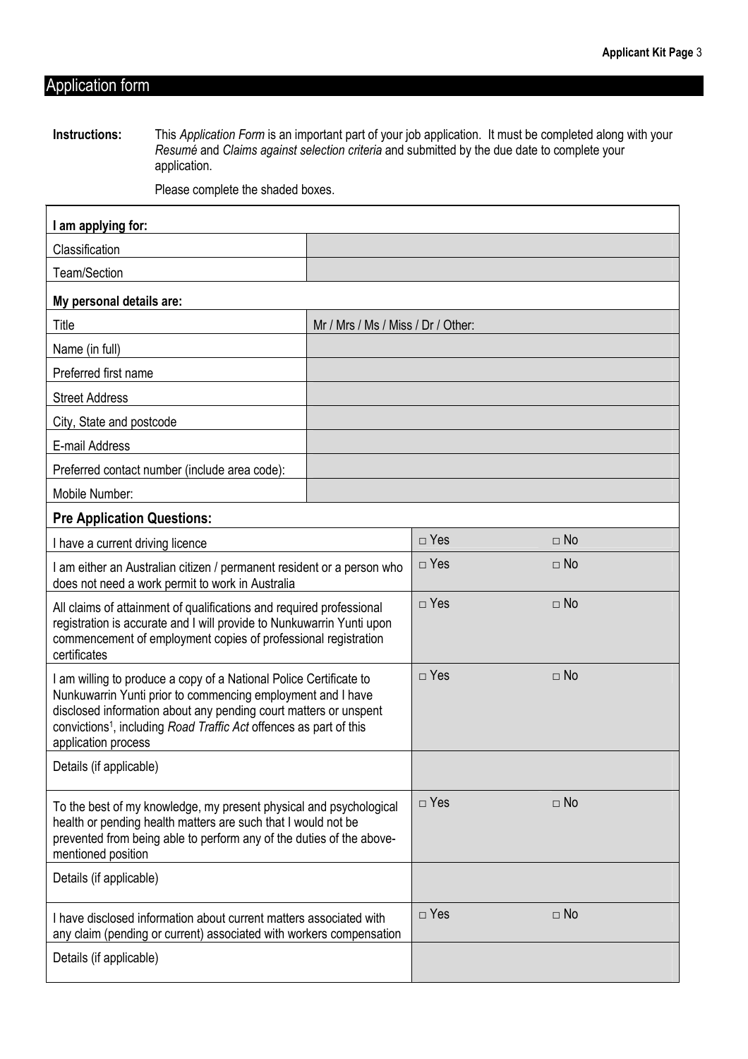## Application form

**Instructions:** This *Application Form* is an important part of your job application. It must be completed along with your *Resumé* and *Claims against selection criteria* and submitted by the due date to complete your application.

Please complete the shaded boxes.

| **I am applying for:** | | |
|---|---|---|
| Classification | | |
| Team/Section | | |
| **My personal details are:** | | |
| Title | Mr / Mrs / Ms / Miss / Dr / Other: | |
| Name (in full) | | |
| Preferred first name | | |
| Street Address | | |
| City, State and postcode | | |
| E-mail Address | | |
| Preferred contact number (include area code): | | |
| Mobile Number: | | |
| **Pre Application Questions:** | | |
| I have a current driving licence | □ Yes | □ No |
| I am either an Australian citizen / permanent resident or a person who does not need a work permit to work in Australia | □ Yes | □ No |
| All claims of attainment of qualifications and required professional registration is accurate and I will provide to Nunkuwarrin Yunti upon commencement of employment copies of professional registration certificates | □ Yes | □ No |
| I am willing to produce a copy of a National Police Certificate to Nunkuwarrin Yunti prior to commencing employment and I have disclosed information about any pending court matters or unspent convictions[1], including *Road Traffic Act* offences as part of this application process | □ Yes | □ No |
| Details (if applicable) | | |
| To the best of my knowledge, my present physical and psychological health or pending health matters are such that I would not be prevented from being able to perform any of the duties of the above-mentioned position | □ Yes | □ No |
| Details (if applicable) | | |
| I have disclosed information about current matters associated with any claim (pending or current) associated with workers compensation | □ Yes | □ No |
| Details (if applicable) | | |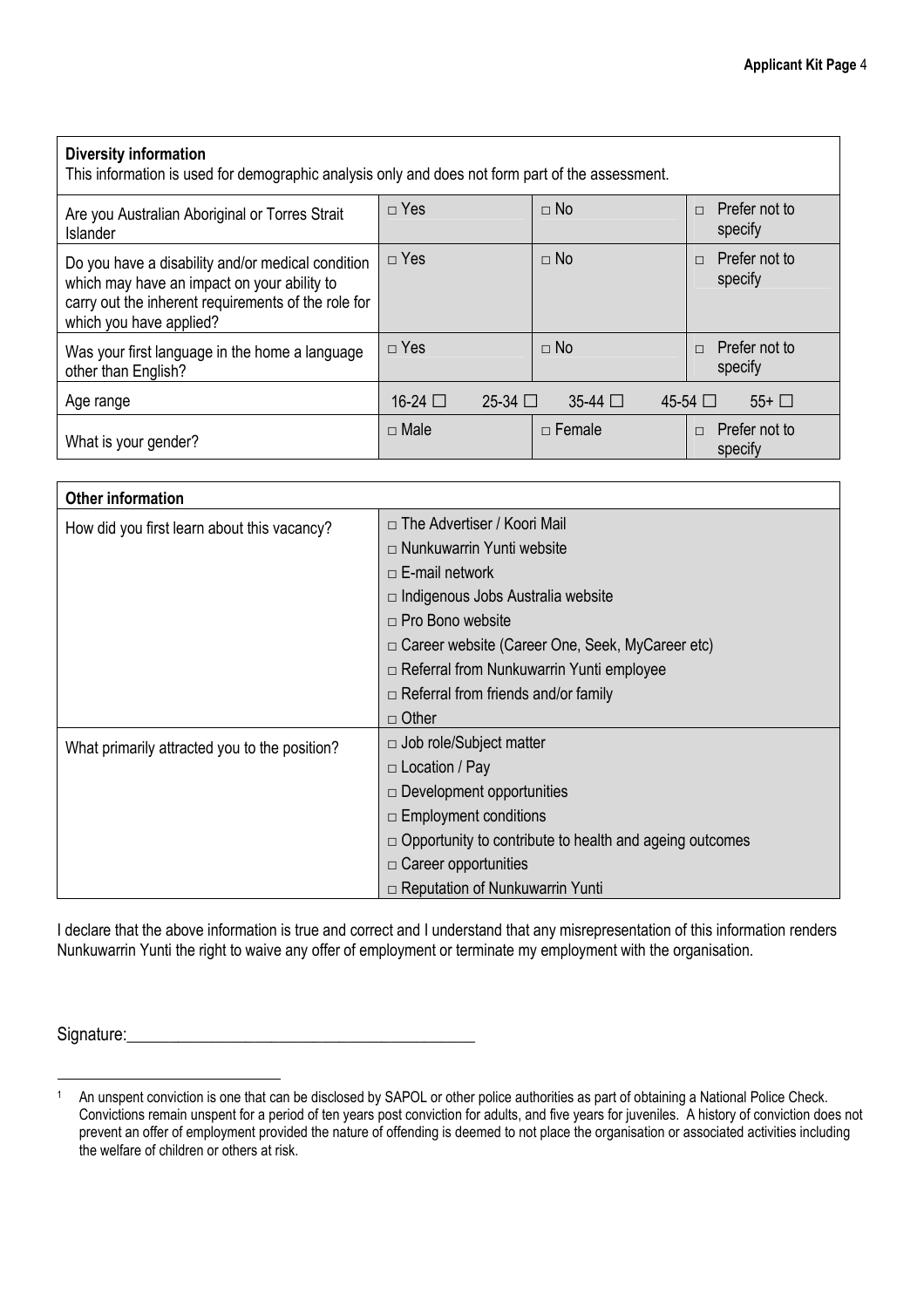| **Diversity information**<br>This information is used for demographic analysis only and does not form part of the assessment. | | | | | |
|---|---|---|---|---|---|
| Are you Australian Aboriginal or Torres Strait Islander | □ Yes | | □ No | | □ Prefer not to specify |
| Do you have a disability and/or medical condition which may have an impact on your ability to carry out the inherent requirements of the role for which you have applied? | □ Yes | | □ No | | □ Prefer not to specify |
| Was your first language in the home a language other than English? | □ Yes | | □ No | | □ Prefer not to specify |
| Age range | 16-24 ☐ | 25-34 ☐ | 35-44 ☐ | 45-54 ☐ | 55+ ☐ |
| What is your gender? | □ Male | | □ Female | | □ Prefer not to specify |

| **Other information** | |
|---|---|
| How did you first learn about this vacancy? | □ The Advertiser / Koori Mail<br>□ Nunkuwarrin Yunti website<br>□ E-mail network<br>□ Indigenous Jobs Australia website<br>□ Pro Bono website<br>□ Career website (Career One, Seek, MyCareer etc)<br>□ Referral from Nunkuwarrin Yunti employee<br>□ Referral from friends and/or family<br>□ Other |
| What primarily attracted you to the position? | □ Job role/Subject matter<br>□ Location / Pay<br>□ Development opportunities<br>□ Employment conditions<br>□ Opportunity to contribute to health and ageing outcomes<br>□ Career opportunities<br>□ Reputation of Nunkuwarrin Yunti |

I declare that the above information is true and correct and I understand that any misrepresentation of this information renders Nunkuwarrin Yunti the right to waive any offer of employment or terminate my employment with the organisation.

Signature:_________________________________________

[1] An unspent conviction is one that can be disclosed by SAPOL or other police authorities as part of obtaining a National Police Check. Convictions remain unspent for a period of ten years post conviction for adults, and five years for juveniles. A history of conviction does not prevent an offer of employment provided the nature of offending is deemed to not place the organisation or associated activities including the welfare of children or others at risk.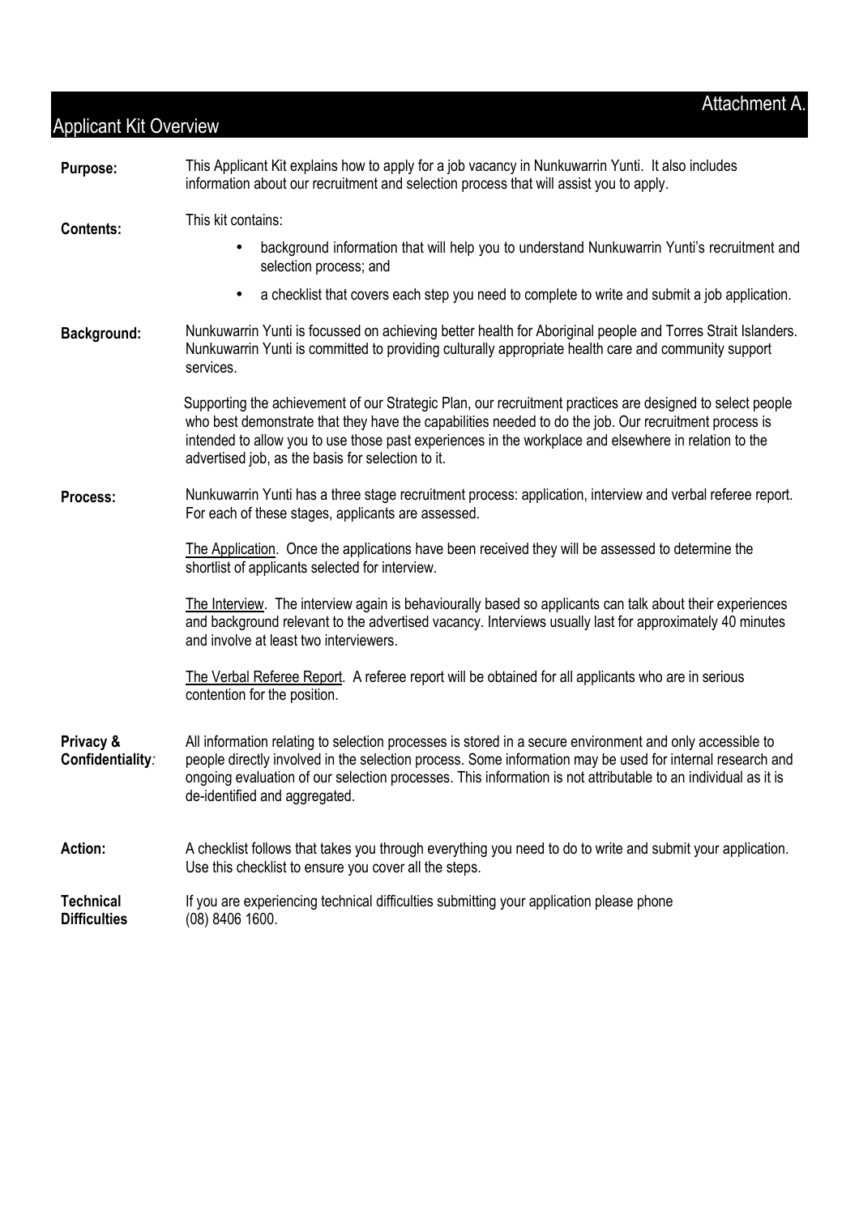Attachment A.

## Applicant Kit Overview

**Purpose:** This Applicant Kit explains how to apply for a job vacancy in Nunkuwarrin Yunti. It also includes information about our recruitment and selection process that will assist you to apply.

**Contents:** This kit contains:

- background information that will help you to understand Nunkuwarrin Yunti's recruitment and selection process; and
- a checklist that covers each step you need to complete to write and submit a job application.

**Background:** Nunkuwarrin Yunti is focussed on achieving better health for Aboriginal people and Torres Strait Islanders. Nunkuwarrin Yunti is committed to providing culturally appropriate health care and community support services.

Supporting the achievement of our Strategic Plan, our recruitment practices are designed to select people who best demonstrate that they have the capabilities needed to do the job. Our recruitment process is intended to allow you to use those past experiences in the workplace and elsewhere in relation to the advertised job, as the basis for selection to it.

**Process:** Nunkuwarrin Yunti has a three stage recruitment process: application, interview and verbal referee report. For each of these stages, applicants are assessed.

The Application. Once the applications have been received they will be assessed to determine the shortlist of applicants selected for interview.

The Interview. The interview again is behaviourally based so applicants can talk about their experiences and background relevant to the advertised vacancy. Interviews usually last for approximately 40 minutes and involve at least two interviewers.

The Verbal Referee Report. A referee report will be obtained for all applicants who are in serious contention for the position.

**Privacy & Confidentiality***:* All information relating to selection processes is stored in a secure environment and only accessible to people directly involved in the selection process. Some information may be used for internal research and ongoing evaluation of our selection processes. This information is not attributable to an individual as it is de-identified and aggregated.

**Action:** A checklist follows that takes you through everything you need to do to write and submit your application. Use this checklist to ensure you cover all the steps.

**Technical Difficulties** If you are experiencing technical difficulties submitting your application please phone (08) 8406 1600.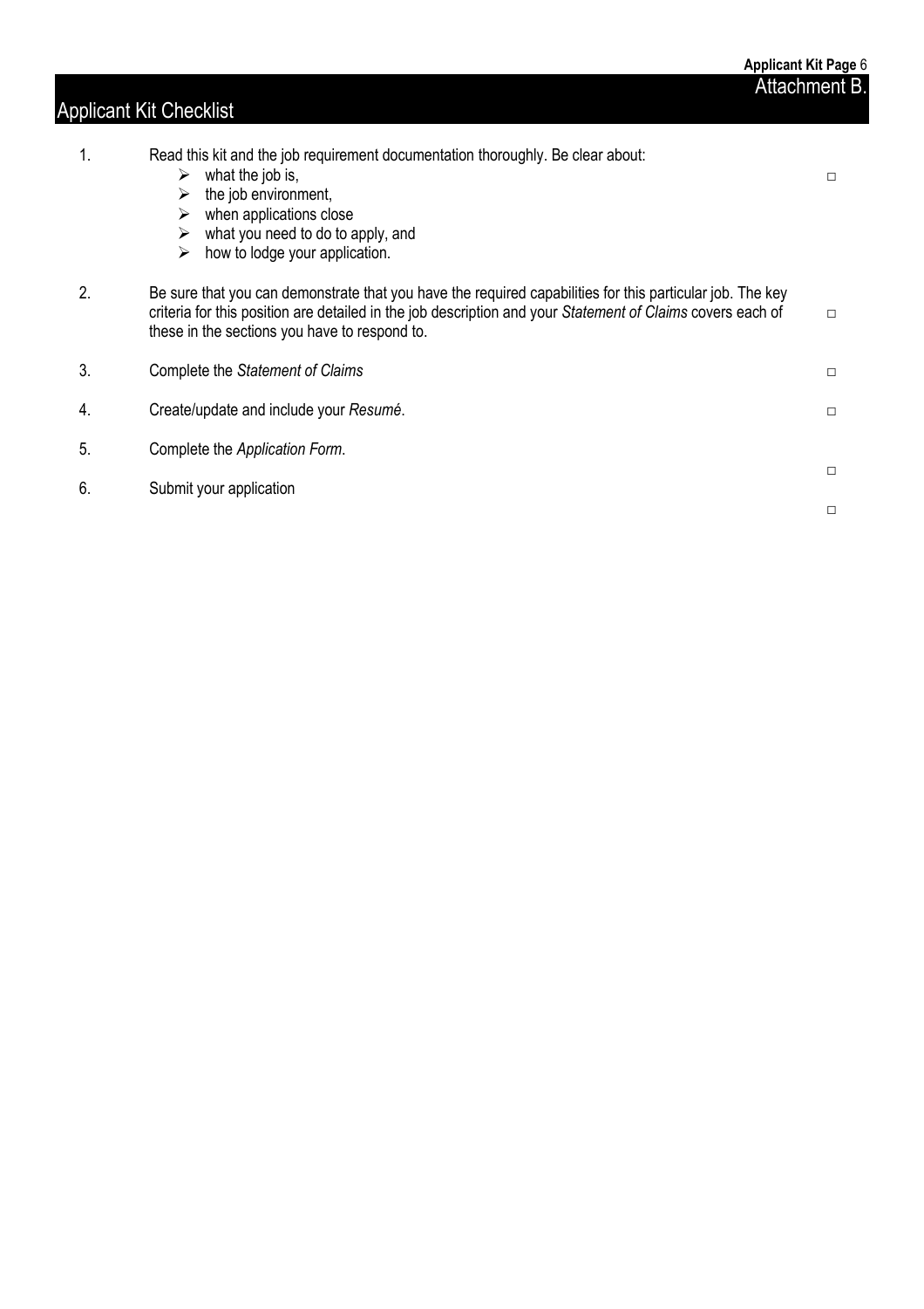Attachment B.

# Applicant Kit Checklist

1. Read this kit and the job requirement documentation thoroughly. Be clear about: □
   - what the job is,
   - the job environment,
   - when applications close
   - what you need to do to apply, and
   - how to lodge your application.

2. Be sure that you can demonstrate that you have the required capabilities for this particular job. The key criteria for this position are detailed in the job description and your *Statement of Claims* covers each of these in the sections you have to respond to. □

3. Complete the *Statement of Claims* □

4. Create/update and include your *Resumé*. □

5. Complete the *Application Form*. □

6. Submit your application □